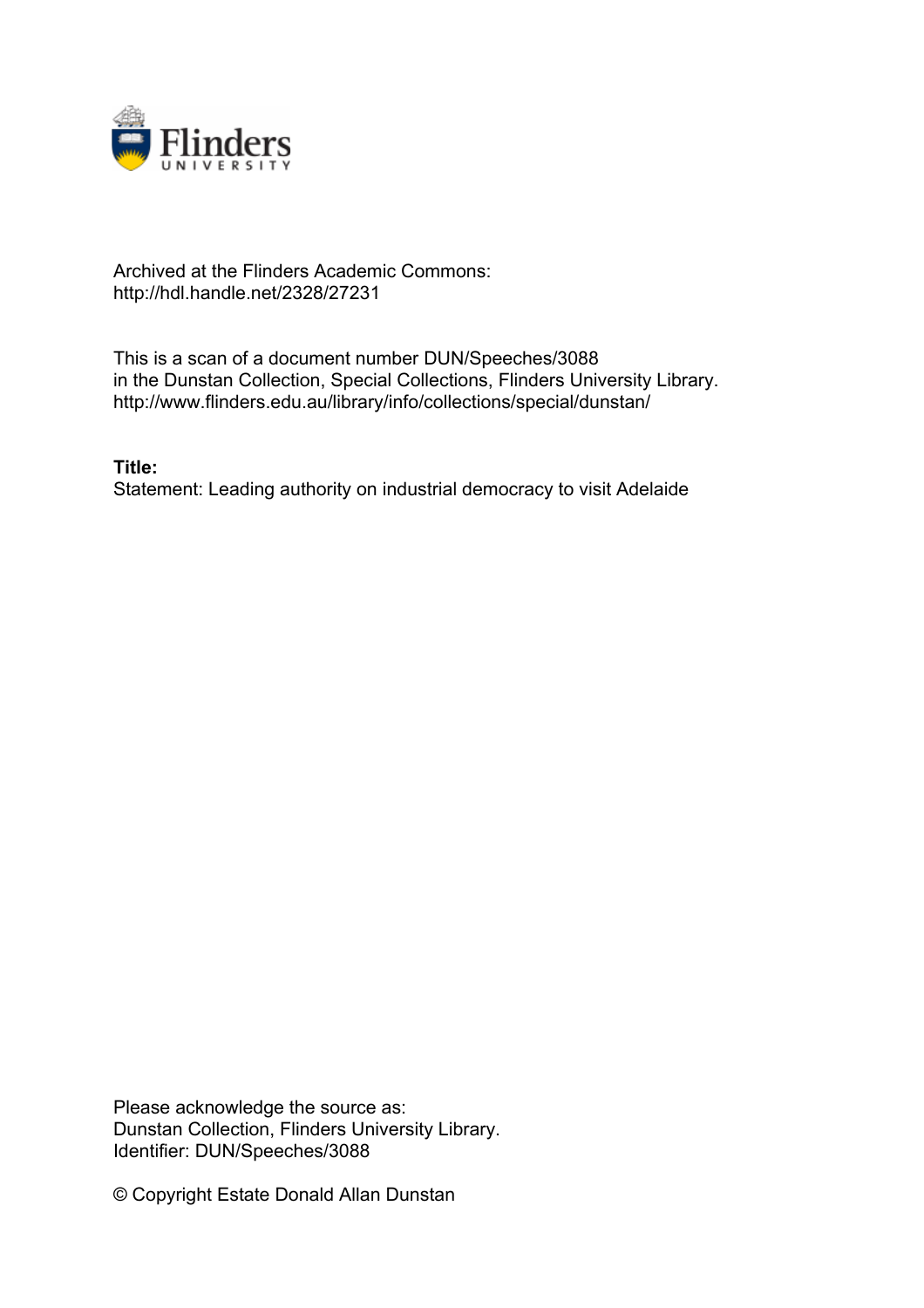Archived at the Flinders Academic Commons:
http://hdl.handle.net/2328/27231

This is a scan of a document number DUN/Speeches/3088
in the Dunstan Collection, Special Collections, Flinders University Library.
http://www.flinders.edu.au/library/info/collections/special/dunstan/

**Title:**
Statement: Leading authority on industrial democracy to visit Adelaide

Please acknowledge the source as:
Dunstan Collection, Flinders University Library.
Identifier: DUN/Speeches/3088

© Copyright Estate Donald Allan Dunstan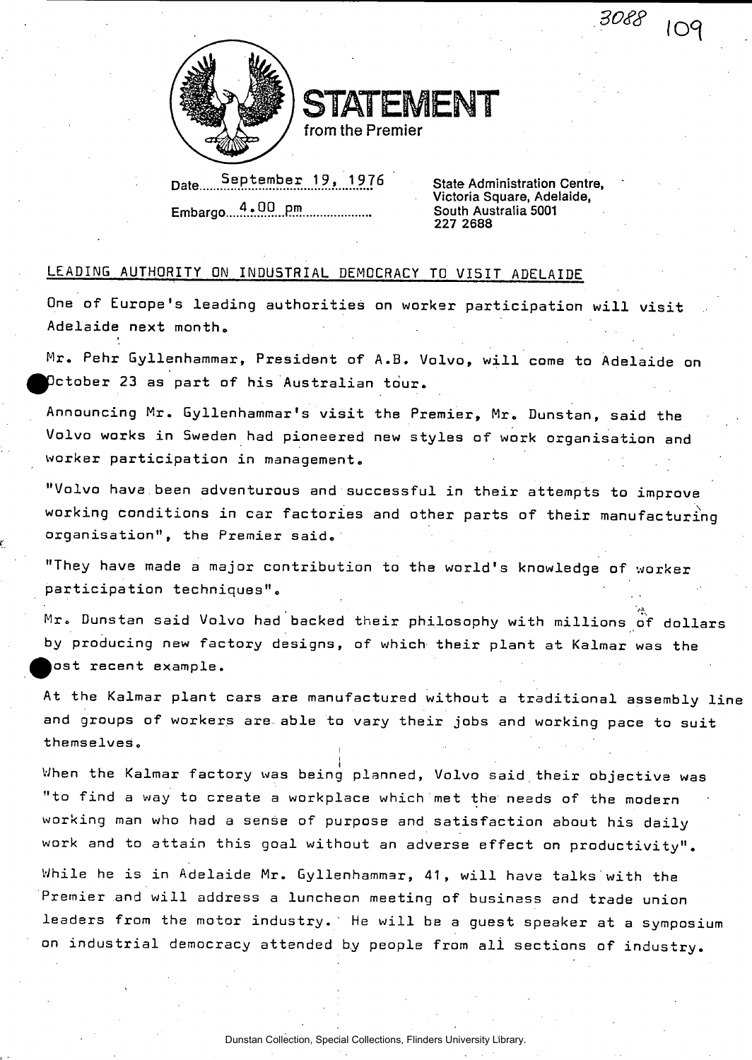# STATEMENT
from the Premier

Date September 19, 1976

Embargo 4.00 pm

State Administration Centre,
Victoria Square, Adelaide,
South Australia 5001
227 2688

LEADING AUTHORITY ON INDUSTRIAL DEMOCRACY TO VISIT ADELAIDE

One of Europe's leading authorities on worker participation will visit Adelaide next month.

Mr. Pehr Gyllenhammar, President of A.B. Volvo, will come to Adelaide on October 23 as part of his Australian tour.

Announcing Mr. Gyllenhammar's visit the Premier, Mr. Dunstan, said the Volvo works in Sweden had pioneered new styles of work organisation and worker participation in management.

"Volvo have been adventurous and successful in their attempts to improve working conditions in car factories and other parts of their manufacturing organisation", the Premier said.

"They have made a major contribution to the world's knowledge of worker participation techniques".

Mr. Dunstan said Volvo had backed their philosophy with millions of dollars by producing new factory designs, of which their plant at Kalmar was the most recent example.

At the Kalmar plant cars are manufactured without a traditional assembly line and groups of workers are able to vary their jobs and working pace to suit themselves.

When the Kalmar factory was being planned, Volvo said their objective was "to find a way to create a workplace which met the needs of the modern working man who had a sense of purpose and satisfaction about his daily work and to attain this goal without an adverse effect on productivity".

While he is in Adelaide Mr. Gyllenhammar, 41, will have talks with the Premier and will address a luncheon meeting of business and trade union leaders from the motor industry. He will be a guest speaker at a symposium on industrial democracy attended by people from all sections of industry.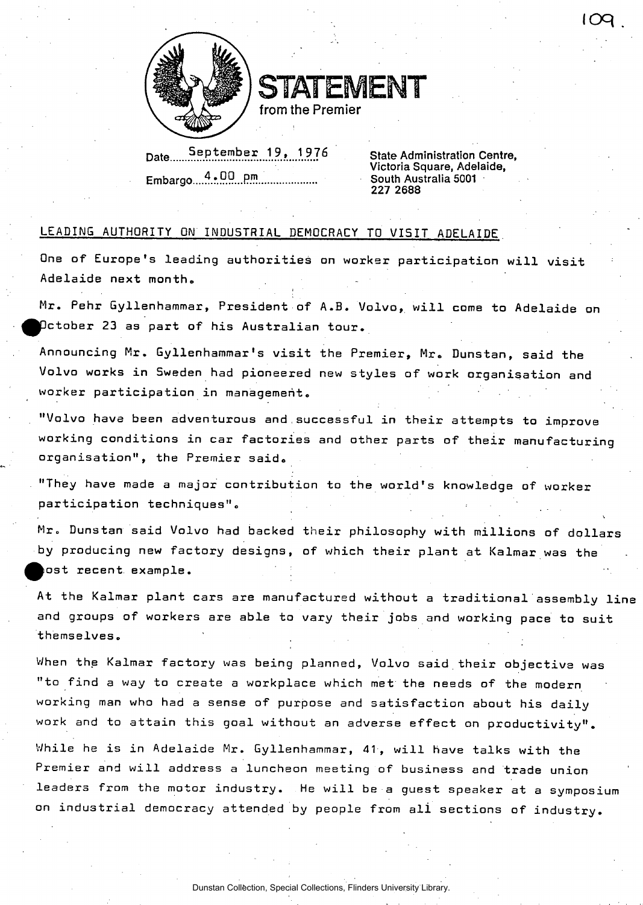# STATEMENT
from the Premier

Date September 19, 1976

Embargo 4.00 pm

State Administration Centre,
Victoria Square, Adelaide,
South Australia 5001
227 2688

LEADING AUTHORITY ON INDUSTRIAL DEMOCRACY TO VISIT ADELAIDE

One of Europe's leading authorities on worker participation will visit Adelaide next month.

Mr. Pehr Gyllenhammar, President of A.B. Volvo, will come to Adelaide on October 23 as part of his Australian tour.

Announcing Mr. Gyllenhammar's visit the Premier, Mr. Dunstan, said the Volvo works in Sweden had pioneered new styles of work organisation and worker participation in management.

"Volvo have been adventurous and successful in their attempts to improve working conditions in car factories and other parts of their manufacturing organisation", the Premier said.

"They have made a major contribution to the world's knowledge of worker participation techniques".

Mr. Dunstan said Volvo had backed their philosophy with millions of dollars by producing new factory designs, of which their plant at Kalmar was the most recent example.

At the Kalmar plant cars are manufactured without a traditional assembly line and groups of workers are able to vary their jobs and working pace to suit themselves.

When the Kalmar factory was being planned, Volvo said their objective was "to find a way to create a workplace which met the needs of the modern working man who had a sense of purpose and satisfaction about his daily work and to attain this goal without an adverse effect on productivity".

While he is in Adelaide Mr. Gyllenhammar, 41, will have talks with the Premier and will address a luncheon meeting of business and trade union leaders from the motor industry. He will be a guest speaker at a symposium on industrial democracy attended by people from all sections of industry.

Dunstan Collection, Special Collections, Flinders University Library.